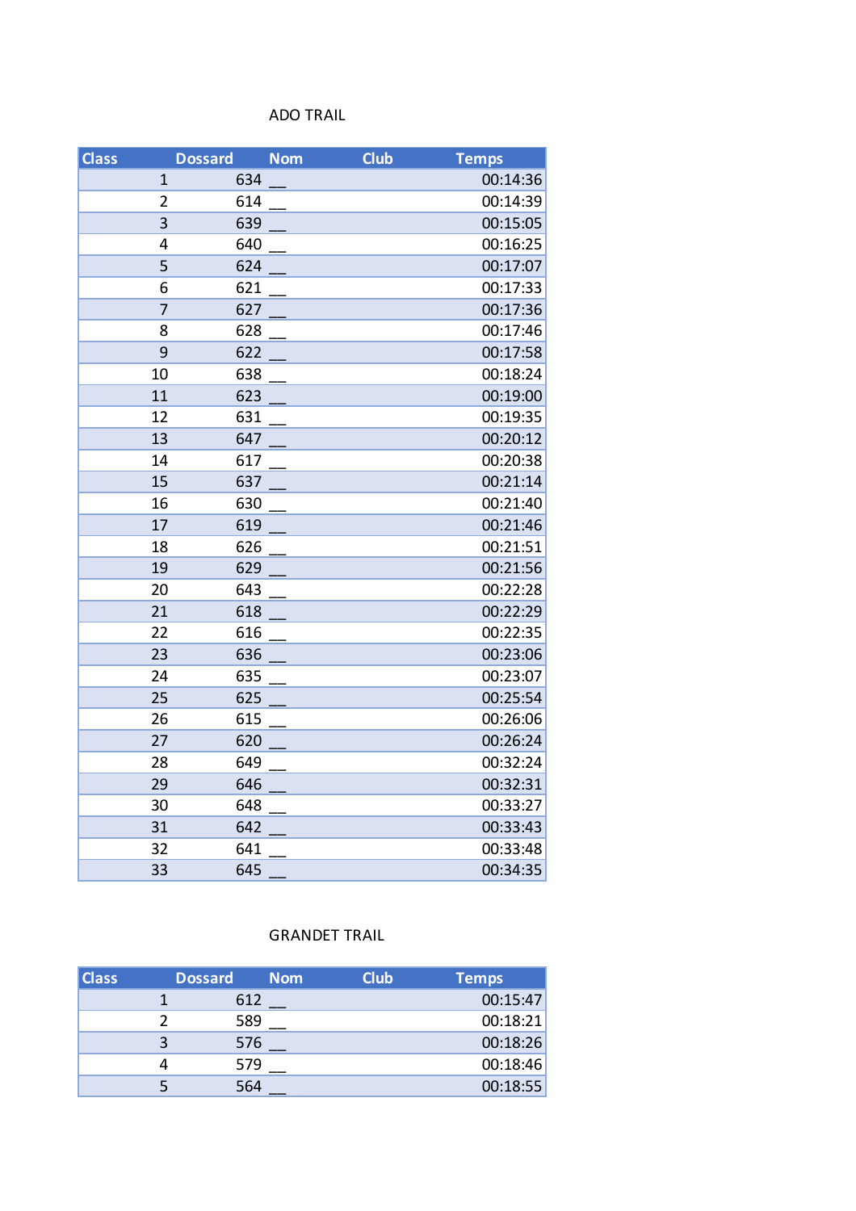ADO TRAIL

| Class | Dossard | Nom | Club | Temps |
|---|---|---|---|---|
| 1 | 634 | __ | | 00:14:36 |
| 2 | 614 | __ | | 00:14:39 |
| 3 | 639 | __ | | 00:15:05 |
| 4 | 640 | __ | | 00:16:25 |
| 5 | 624 | __ | | 00:17:07 |
| 6 | 621 | __ | | 00:17:33 |
| 7 | 627 | __ | | 00:17:36 |
| 8 | 628 | __ | | 00:17:46 |
| 9 | 622 | __ | | 00:17:58 |
| 10 | 638 | __ | | 00:18:24 |
| 11 | 623 | __ | | 00:19:00 |
| 12 | 631 | __ | | 00:19:35 |
| 13 | 647 | __ | | 00:20:12 |
| 14 | 617 | __ | | 00:20:38 |
| 15 | 637 | __ | | 00:21:14 |
| 16 | 630 | __ | | 00:21:40 |
| 17 | 619 | __ | | 00:21:46 |
| 18 | 626 | __ | | 00:21:51 |
| 19 | 629 | __ | | 00:21:56 |
| 20 | 643 | __ | | 00:22:28 |
| 21 | 618 | __ | | 00:22:29 |
| 22 | 616 | __ | | 00:22:35 |
| 23 | 636 | __ | | 00:23:06 |
| 24 | 635 | __ | | 00:23:07 |
| 25 | 625 | __ | | 00:25:54 |
| 26 | 615 | __ | | 00:26:06 |
| 27 | 620 | __ | | 00:26:24 |
| 28 | 649 | __ | | 00:32:24 |
| 29 | 646 | __ | | 00:32:31 |
| 30 | 648 | __ | | 00:33:27 |
| 31 | 642 | __ | | 00:33:43 |
| 32 | 641 | __ | | 00:33:48 |
| 33 | 645 | __ | | 00:34:35 |

GRANDET TRAIL

| Class | Dossard | Nom | Club | Temps |
|---|---|---|---|---|
| 1 | 612 | __ | | 00:15:47 |
| 2 | 589 | __ | | 00:18:21 |
| 3 | 576 | __ | | 00:18:26 |
| 4 | 579 | __ | | 00:18:46 |
| 5 | 564 | __ | | 00:18:55 |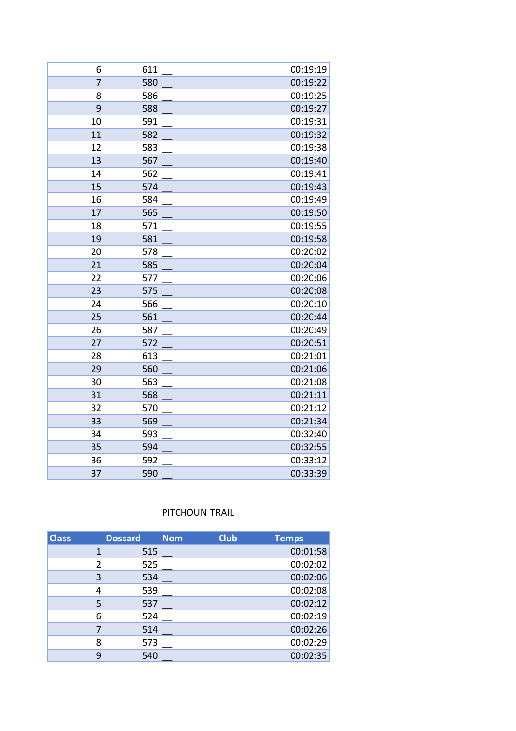| | | | | |
|---|---|---|---|---|
| 6 | 611 | __ | | 00:19:19 |
| 7 | 580 | __ | | 00:19:22 |
| 8 | 586 | __ | | 00:19:25 |
| 9 | 588 | __ | | 00:19:27 |
| 10 | 591 | __ | | 00:19:31 |
| 11 | 582 | __ | | 00:19:32 |
| 12 | 583 | __ | | 00:19:38 |
| 13 | 567 | __ | | 00:19:40 |
| 14 | 562 | __ | | 00:19:41 |
| 15 | 574 | __ | | 00:19:43 |
| 16 | 584 | __ | | 00:19:49 |
| 17 | 565 | __ | | 00:19:50 |
| 18 | 571 | __ | | 00:19:55 |
| 19 | 581 | __ | | 00:19:58 |
| 20 | 578 | __ | | 00:20:02 |
| 21 | 585 | __ | | 00:20:04 |
| 22 | 577 | __ | | 00:20:06 |
| 23 | 575 | __ | | 00:20:08 |
| 24 | 566 | __ | | 00:20:10 |
| 25 | 561 | __ | | 00:20:44 |
| 26 | 587 | __ | | 00:20:49 |
| 27 | 572 | __ | | 00:20:51 |
| 28 | 613 | __ | | 00:21:01 |
| 29 | 560 | __ | | 00:21:06 |
| 30 | 563 | __ | | 00:21:08 |
| 31 | 568 | __ | | 00:21:11 |
| 32 | 570 | __ | | 00:21:12 |
| 33 | 569 | __ | | 00:21:34 |
| 34 | 593 | __ | | 00:32:40 |
| 35 | 594 | __ | | 00:32:55 |
| 36 | 592 | __ | | 00:33:12 |
| 37 | 590 | __ | | 00:33:39 |

PITCHOUN TRAIL

| Class | Dossard | Nom | Club | Temps |
|---|---|---|---|---|
| 1 | 515 | __ | | 00:01:58 |
| 2 | 525 | __ | | 00:02:02 |
| 3 | 534 | __ | | 00:02:06 |
| 4 | 539 | __ | | 00:02:08 |
| 5 | 537 | __ | | 00:02:12 |
| 6 | 524 | __ | | 00:02:19 |
| 7 | 514 | __ | | 00:02:26 |
| 8 | 573 | __ | | 00:02:29 |
| 9 | 540 | __ | | 00:02:35 |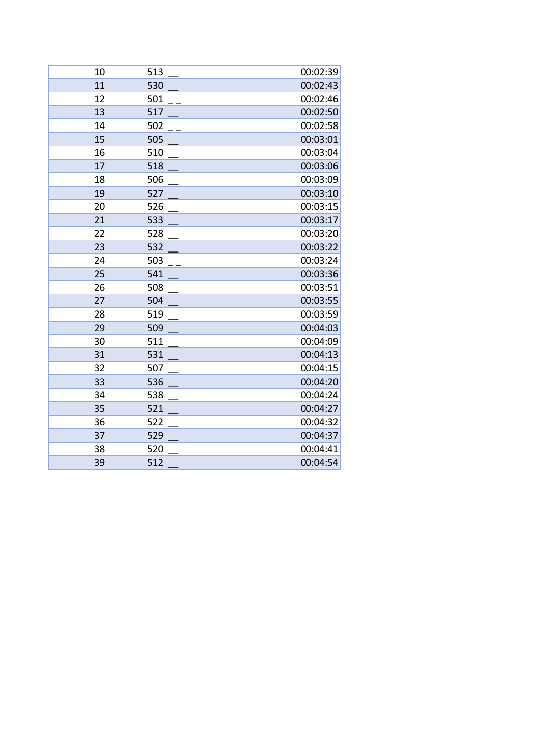| | | | |
|---|---|---|---|
| 10 | 513 | __ | 00:02:39 |
| 11 | 530 | __ | 00:02:43 |
| 12 | 501 | _ _ | 00:02:46 |
| 13 | 517 | __ | 00:02:50 |
| 14 | 502 | _ _ | 00:02:58 |
| 15 | 505 | _ _ | 00:03:01 |
| 16 | 510 | __ | 00:03:04 |
| 17 | 518 | __ | 00:03:06 |
| 18 | 506 | __ | 00:03:09 |
| 19 | 527 | __ | 00:03:10 |
| 20 | 526 | __ | 00:03:15 |
| 21 | 533 | __ | 00:03:17 |
| 22 | 528 | __ | 00:03:20 |
| 23 | 532 | __ | 00:03:22 |
| 24 | 503 | _ _ | 00:03:24 |
| 25 | 541 | __ | 00:03:36 |
| 26 | 508 | __ | 00:03:51 |
| 27 | 504 | __ | 00:03:55 |
| 28 | 519 | __ | 00:03:59 |
| 29 | 509 | __ | 00:04:03 |
| 30 | 511 | __ | 00:04:09 |
| 31 | 531 | __ | 00:04:13 |
| 32 | 507 | __ | 00:04:15 |
| 33 | 536 | __ | 00:04:20 |
| 34 | 538 | __ | 00:04:24 |
| 35 | 521 | __ | 00:04:27 |
| 36 | 522 | __ | 00:04:32 |
| 37 | 529 | __ | 00:04:37 |
| 38 | 520 | __ | 00:04:41 |
| 39 | 512 | __ | 00:04:54 |